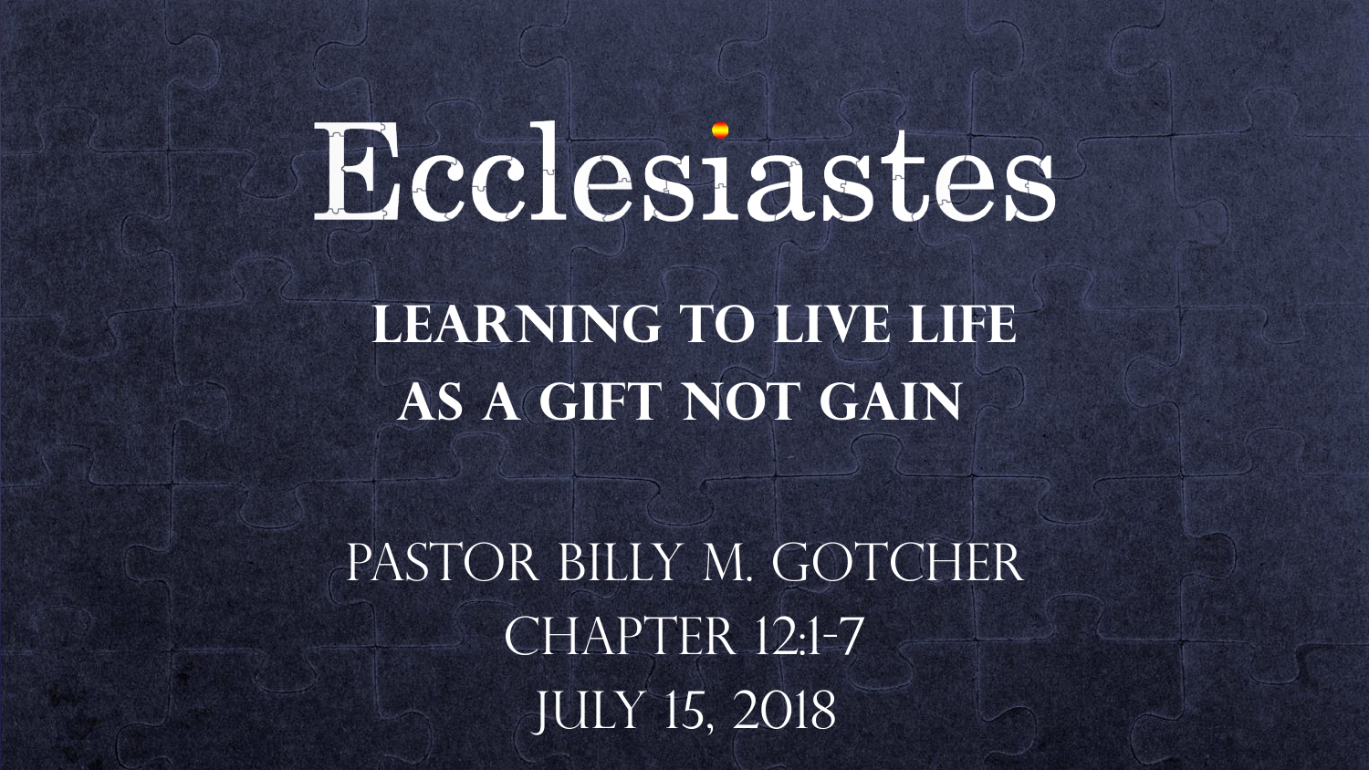# Ecclesiastes

## Learning to Live Life as a Gift Not Gain

Pastor Billy M. Gotcher

Chapter 12:1-7

July 15, 2018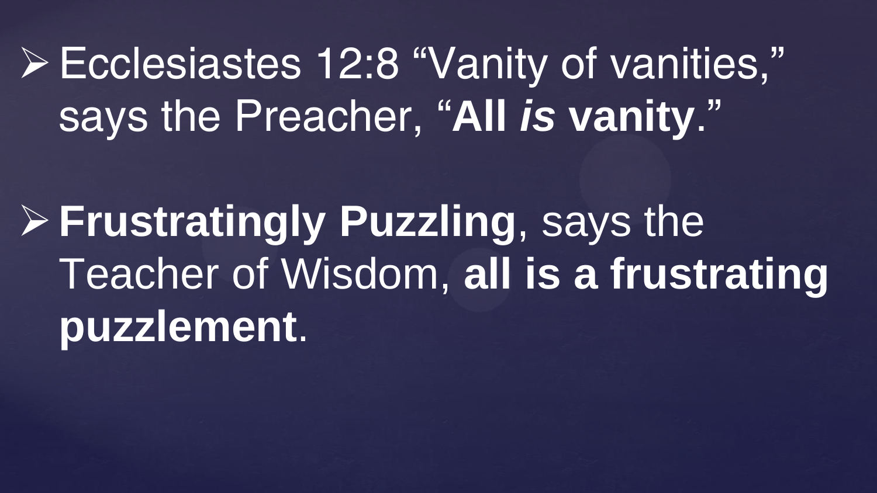- Ecclesiastes 12:8 “Vanity of vanities,” says the Preacher, “**All *is* vanity**.”

- **Frustratingly Puzzling**, says the Teacher of Wisdom, **all is a frustrating puzzlement**.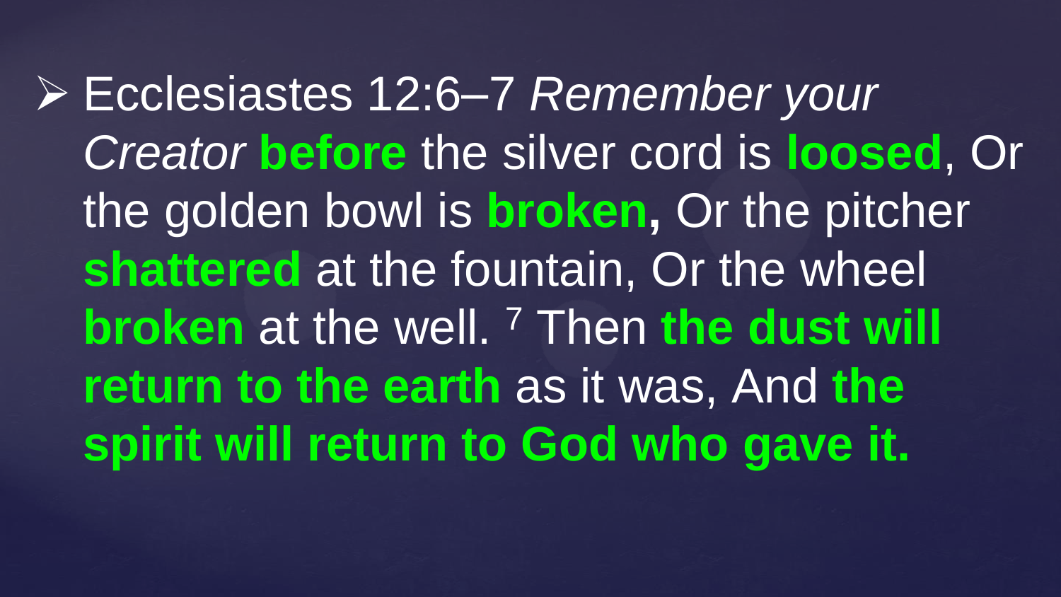- Ecclesiastes 12:6–7 *Remember your Creator* **before** the silver cord is **loosed**, Or the golden bowl is **broken,** Or the pitcher **shattered** at the fountain, Or the wheel **broken** at the well. [7] Then **the dust will return to the earth** as it was, And **the spirit will return to God who gave it.**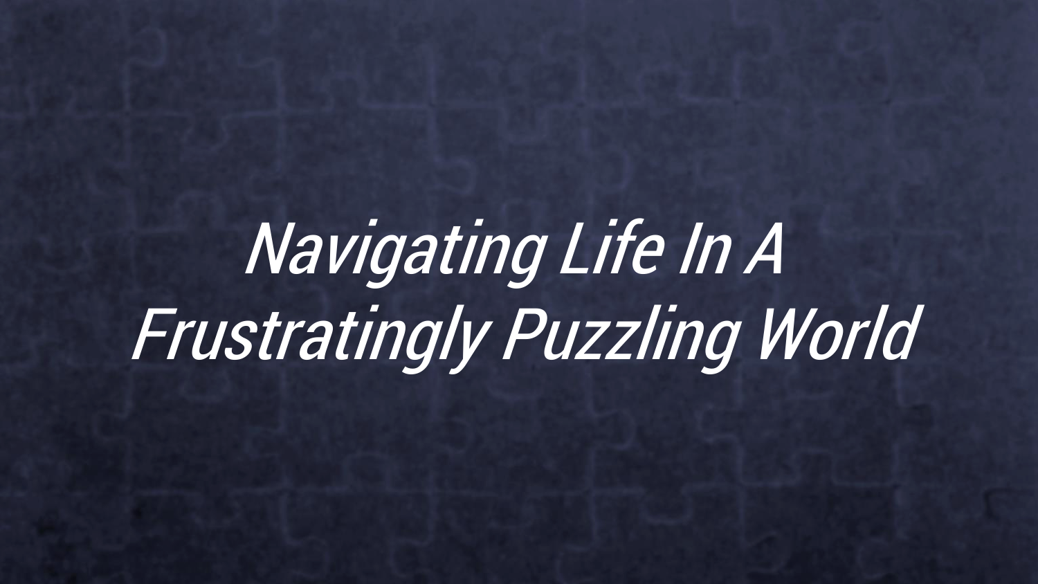# *Navigating Life In A Frustratingly Puzzling World*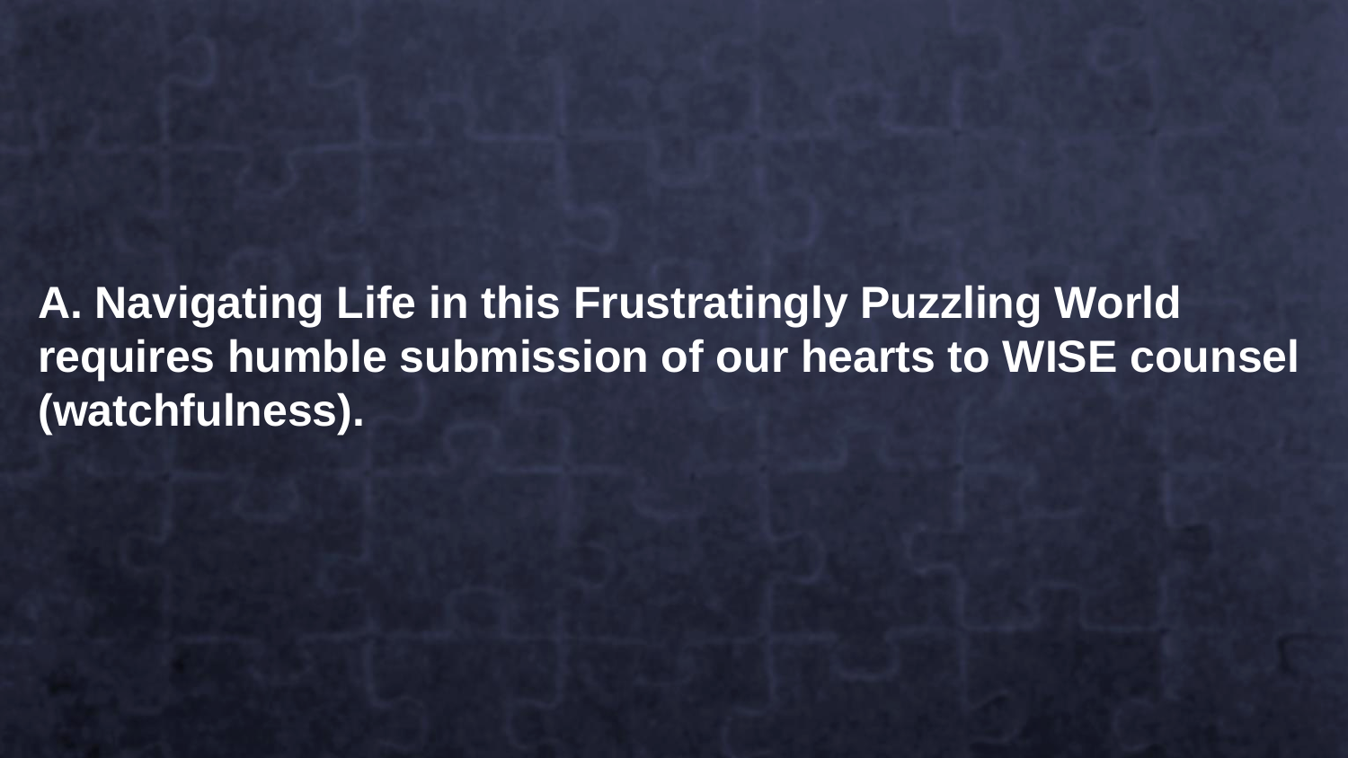**A. Navigating Life in this Frustratingly Puzzling World requires humble submission of our hearts to WISE counsel (watchfulness).**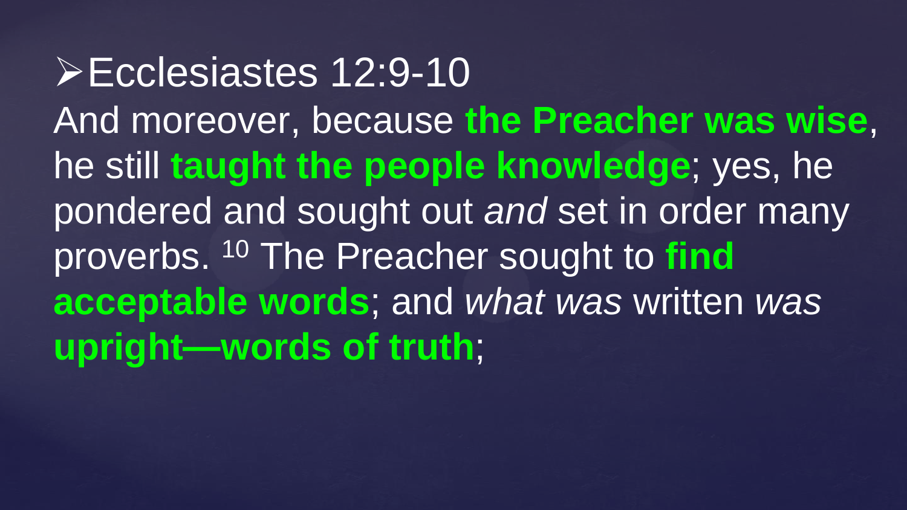- Ecclesiastes 12:9-10

And moreover, because **the Preacher was wise**, he still **taught the people knowledge**; yes, he pondered and sought out *and* set in order many proverbs. [10] The Preacher sought to **find acceptable words**; and *what was* written *was* **upright—words of truth**;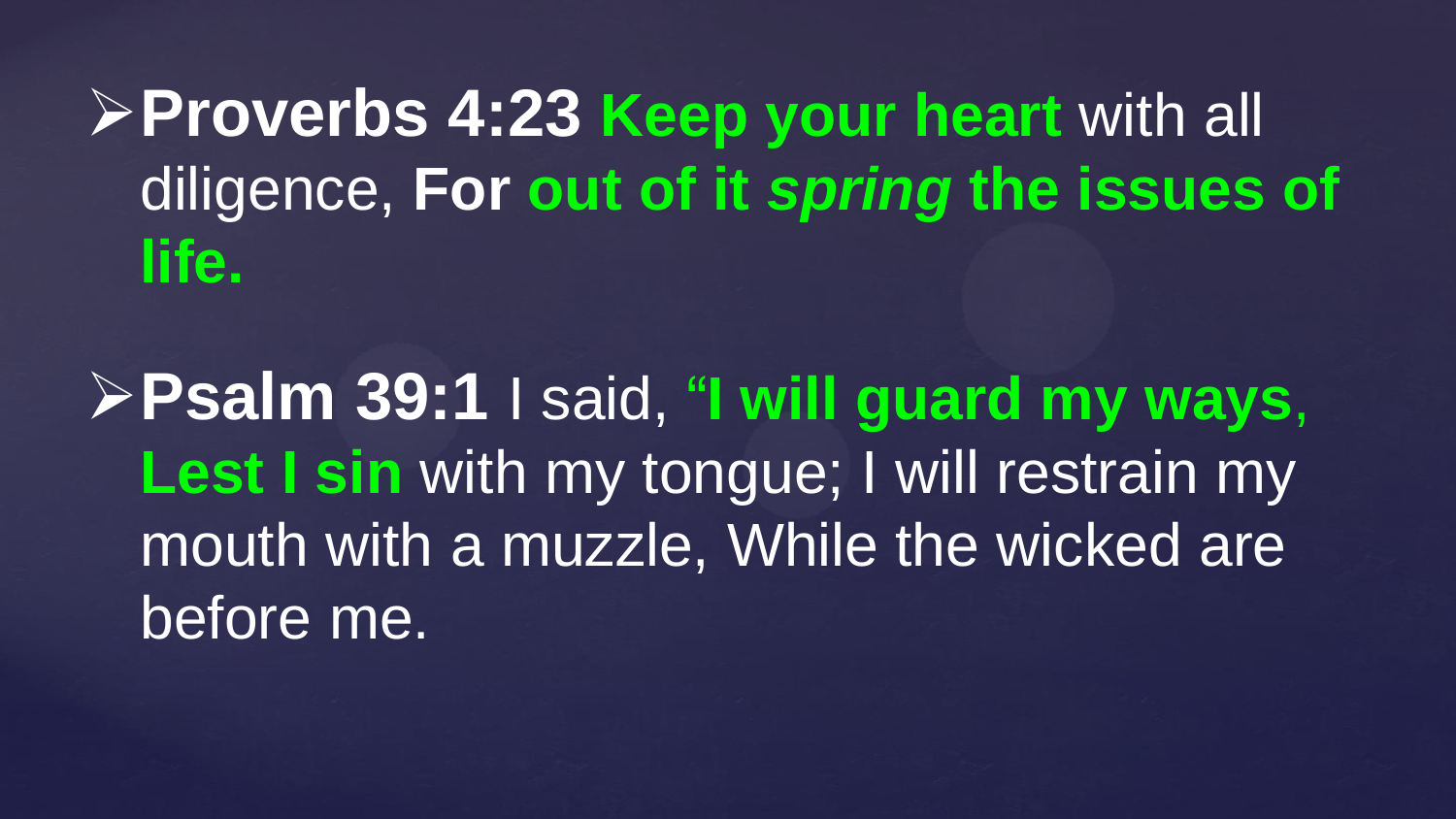- **Proverbs 4:23** **Keep your heart** with all diligence, **For** **out of it *spring* the issues of life.**

- **Psalm 39:1** I said, **"I will guard my ways, Lest I sin** with my tongue; I will restrain my mouth with a muzzle, While the wicked are before me.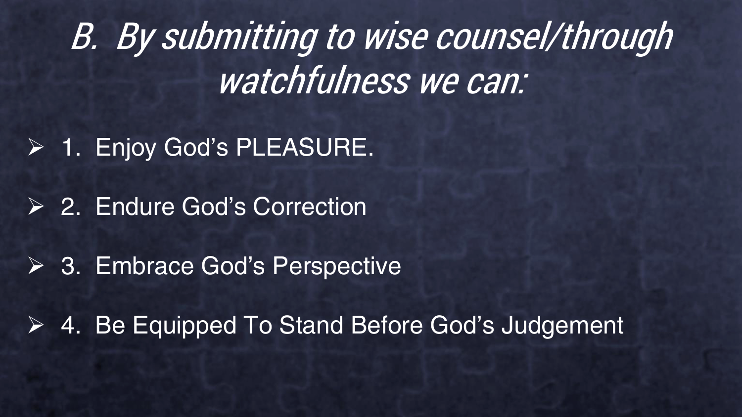# *B. By submitting to wise counsel/through watchfulness we can:*

- 1. Enjoy God’s PLEASURE.
- 2. Endure God’s Correction
- 3. Embrace God’s Perspective
- 4. Be Equipped To Stand Before God’s Judgement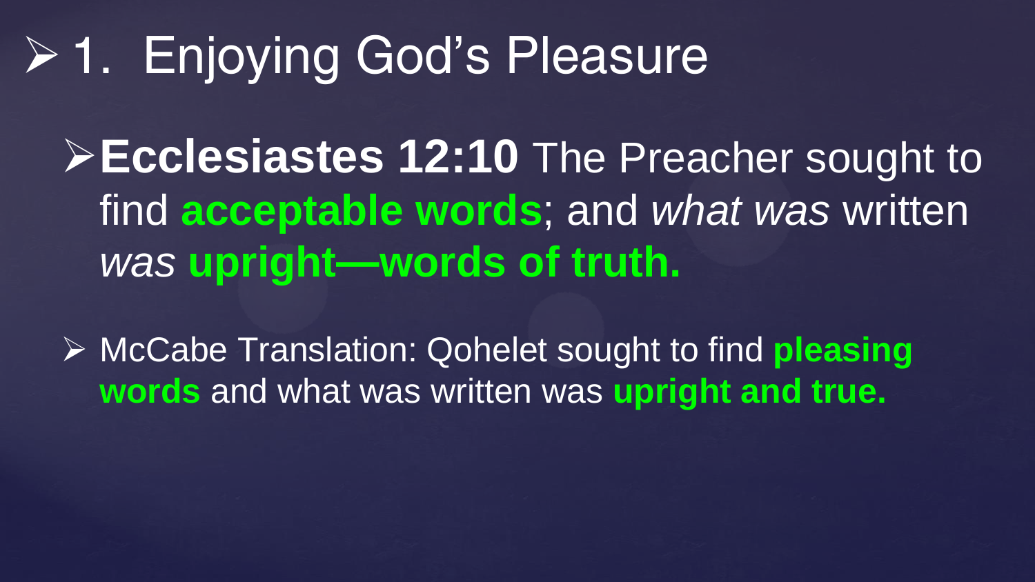# 1. Enjoying God's Pleasure

- **Ecclesiastes 12:10** The Preacher sought to find **acceptable words**; and *what was* written *was* **upright—words of truth.**

- McCabe Translation: Qohelet sought to find **pleasing words** and what was written was **upright and true.**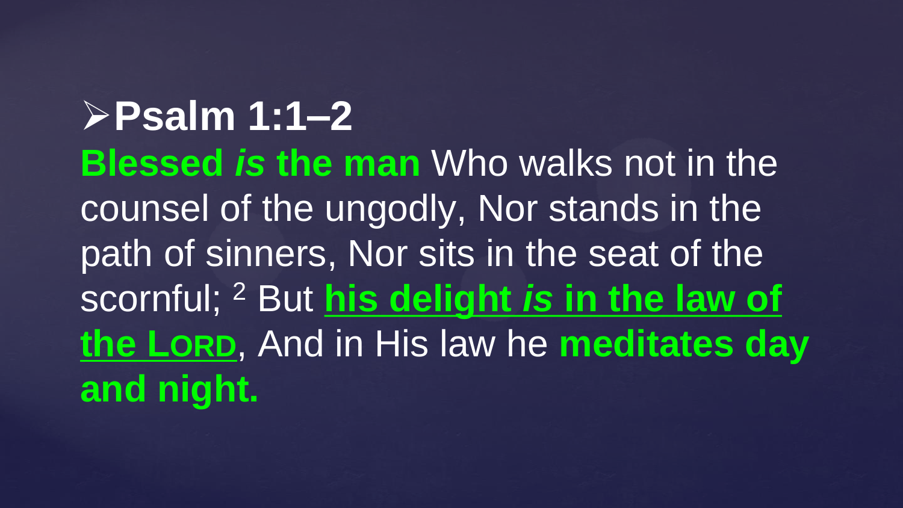## ➢Psalm 1:1–2

**Blessed *is* the man** Who walks not in the counsel of the ungodly, Nor stands in the path of sinners, Nor sits in the seat of the scornful; [2] But **<u>his delight *is* in the law of the LORD</u>**, And in His law he **meditates day and night.**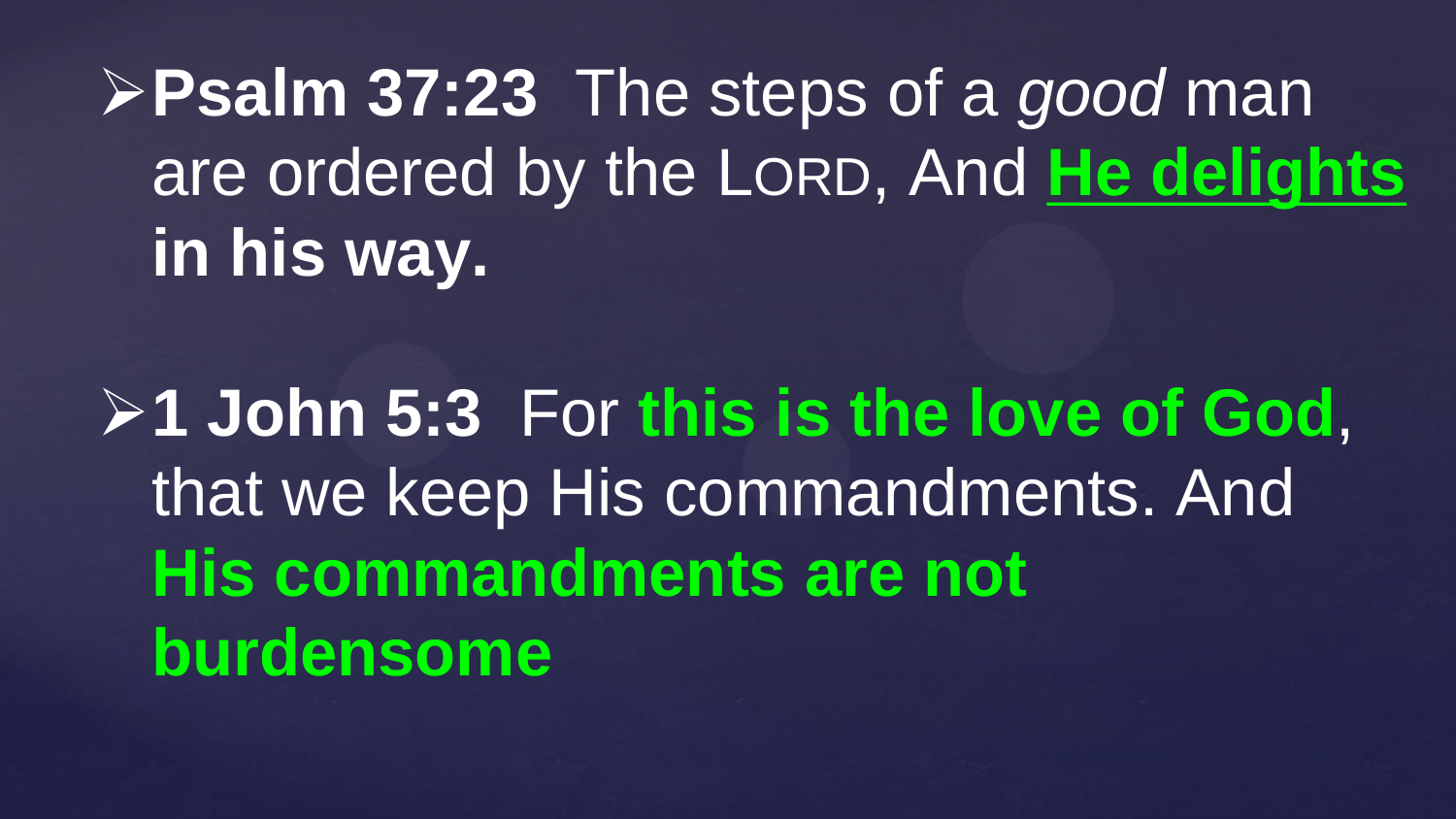- **Psalm 37:23** The steps of a *good* man are ordered by the LORD, And **He delights in his way.**

- **1 John 5:3** For **this is the love of God**, that we keep His commandments. And **His commandments are not burdensome**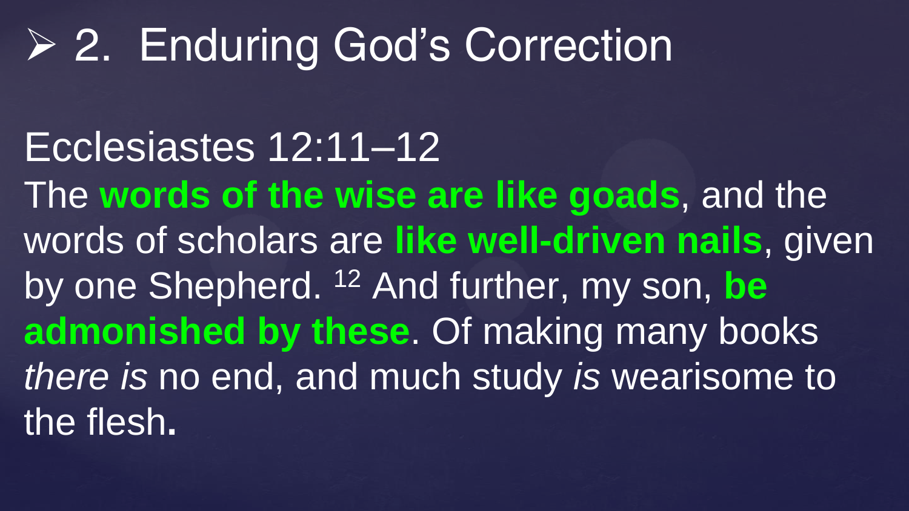# ➢ 2. Enduring God's Correction

Ecclesiastes 12:11–12

The **words of the wise are like goads**, and the words of scholars are **like well-driven nails**, given by one Shepherd. [12] And further, my son, **be admonished by these**. Of making many books *there is* no end, and much study *is* wearisome to the flesh**.**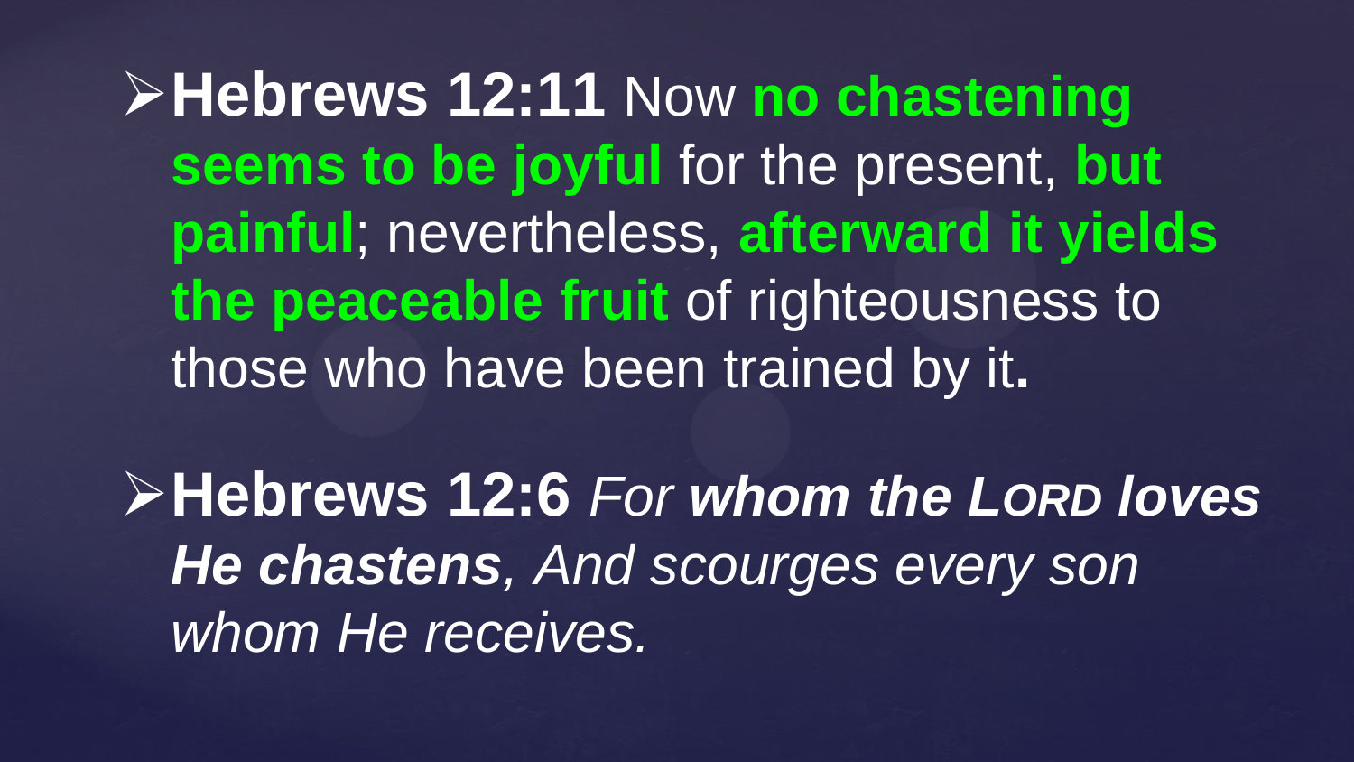- **Hebrews 12:11** Now **no chastening seems to be joyful** for the present, **but painful**; nevertheless, **afterward it yields the peaceable fruit** of righteousness to those who have been trained by it**.**

- **Hebrews 12:6** *For **whom the LORD loves He chastens**, And scourges every son whom He receives.*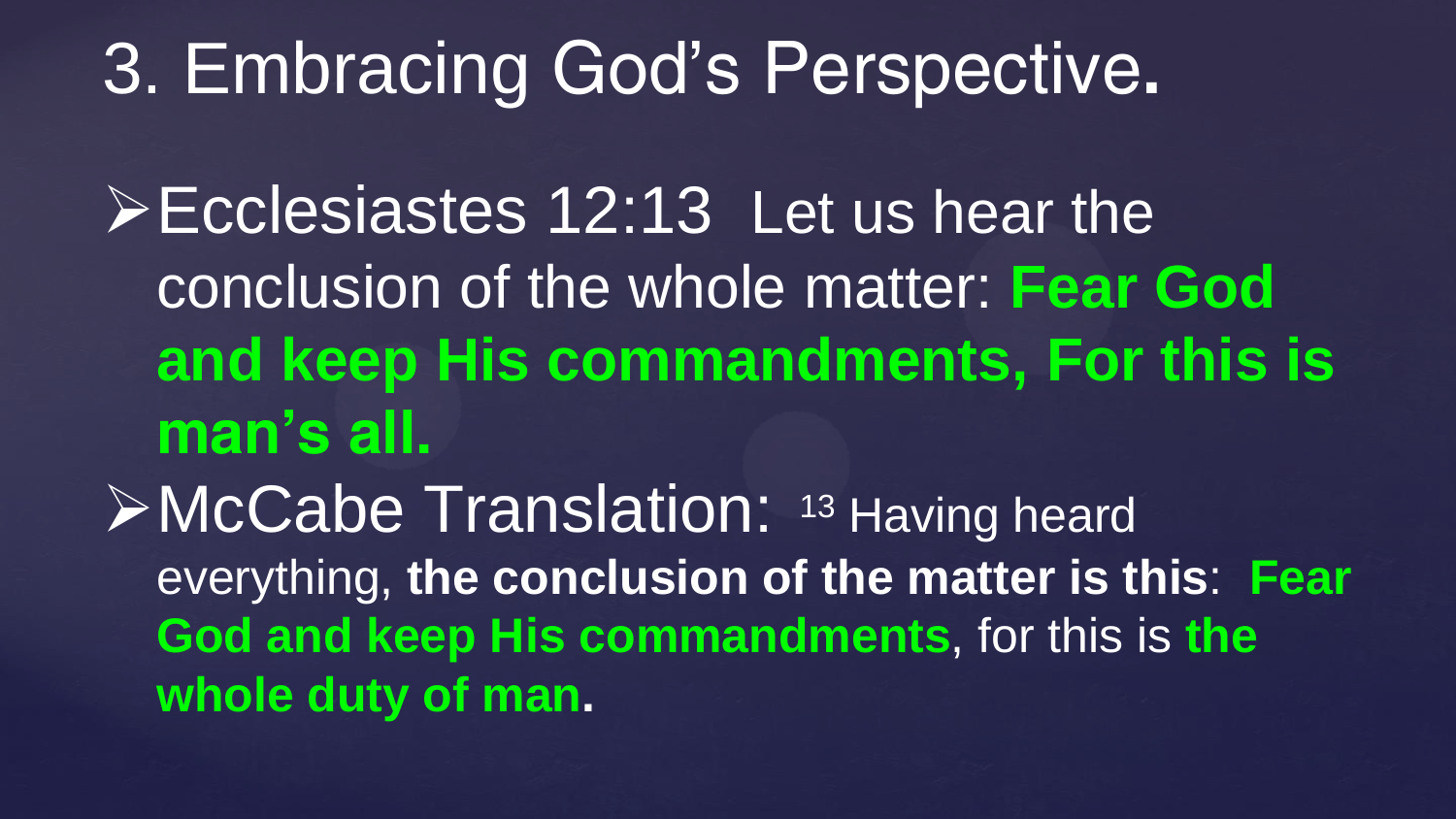# 3. Embracing God's Perspective.

- Ecclesiastes 12:13 Let us hear the conclusion of the whole matter: **Fear God and keep His commandments, For this is man's all.**
- McCabe Translation: 13 Having heard everything, **the conclusion of the matter is this**: **Fear God and keep His commandments**, for this is **the whole duty of man.**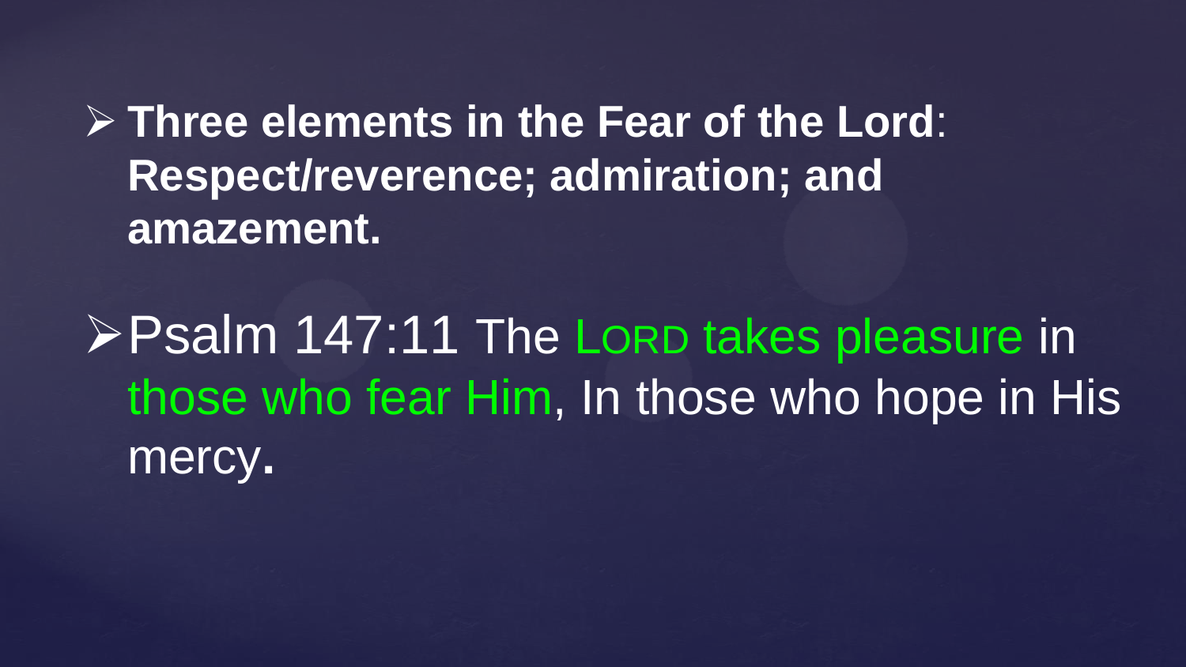- **Three elements in the Fear of the Lord**: **Respect/reverence; admiration; and amazement.**

- Psalm 147:11 The LORD takes pleasure in those who fear Him, In those who hope in His mercy.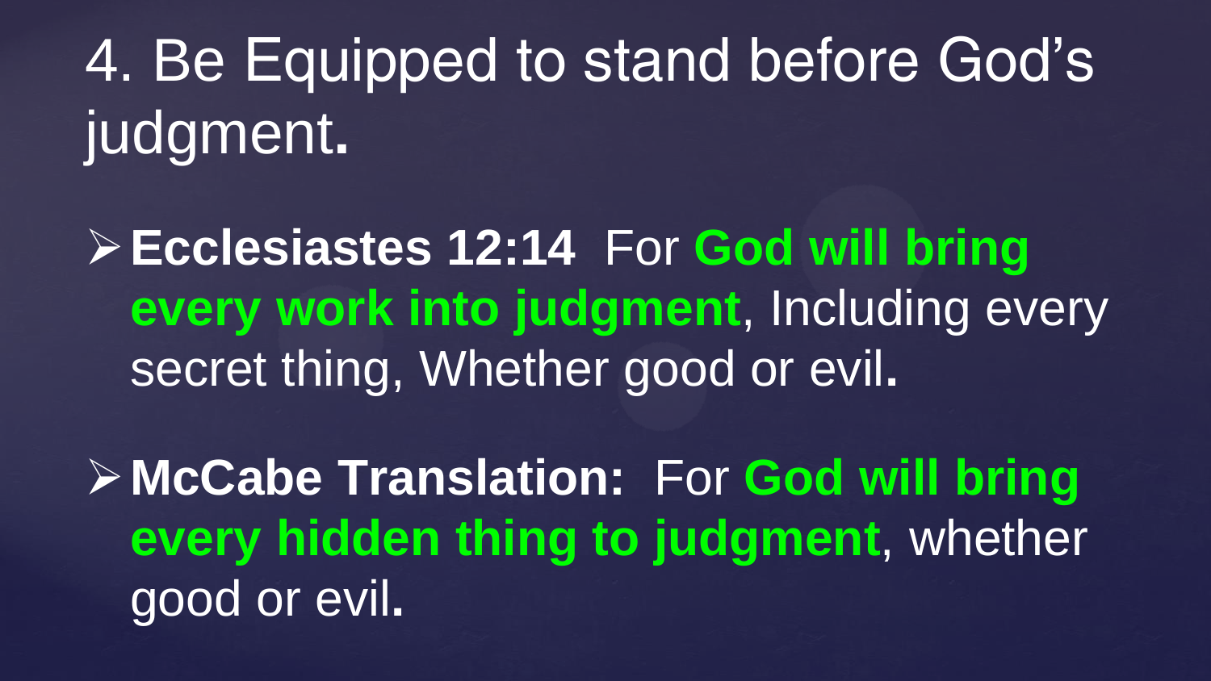# 4. Be Equipped to stand before God's judgment.

- **Ecclesiastes 12:14** For **God will bring every work into judgment**, Including every secret thing, Whether good or evil.
- **McCabe Translation:** For **God will bring every hidden thing to judgment**, whether good or evil.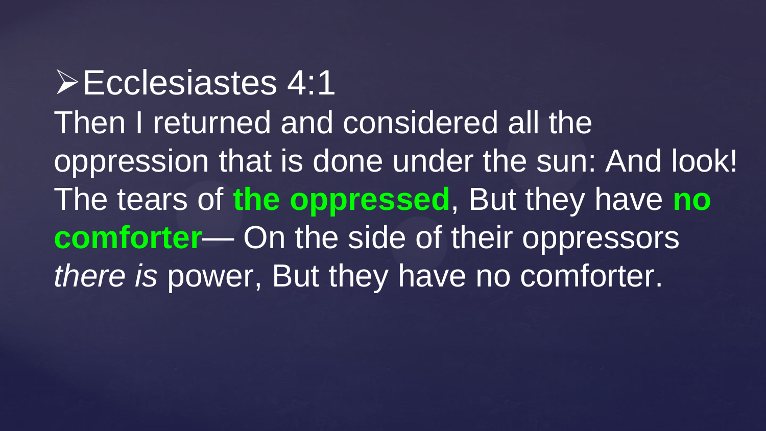- Ecclesiastes 4:1

Then I returned and considered all the oppression that is done under the sun: And look! The tears of **the oppressed**, But they have **no comforter**— On the side of their oppressors *there is* power, But they have no comforter.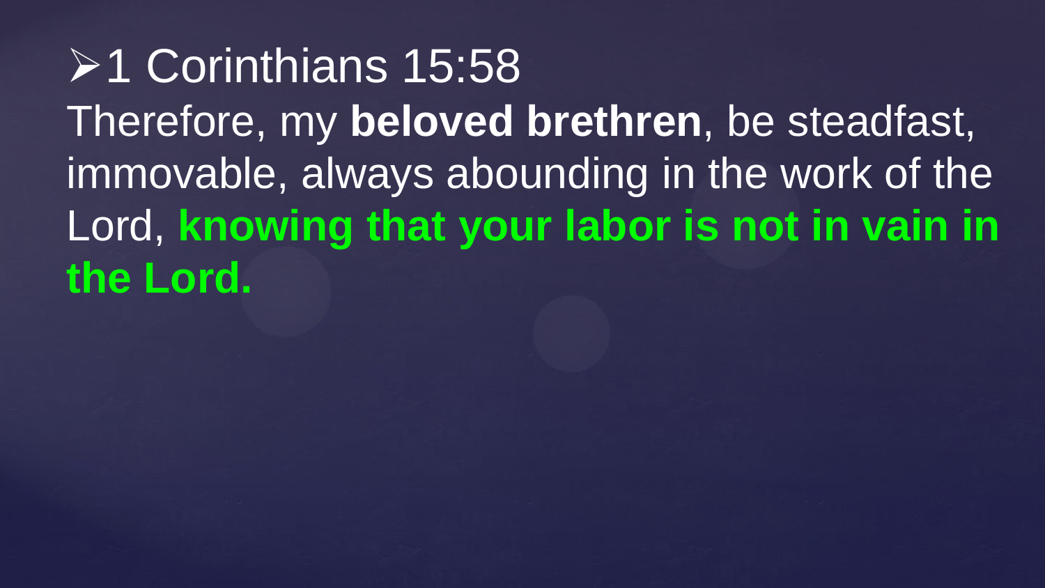- 1 Corinthians 15:58

Therefore, my **beloved brethren**, be steadfast, immovable, always abounding in the work of the Lord, **knowing that your labor is not in vain in the Lord.**